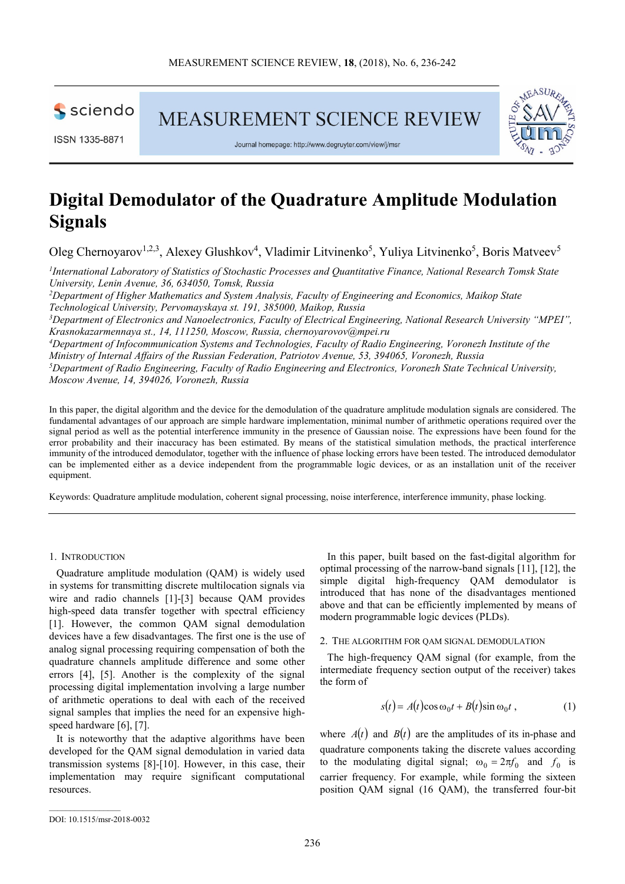# Digital Demodulator of the Quadrature Amplitude Modulation Signals

Oleg Chernoyarov[1,2,3], Alexey Glushkov[4], Vladimir Litvinenko[5], Yuliya Litvinenko[5], Boris Matveev[5]

[1]*International Laboratory of Statistics of Stochastic Processes and Quantitative Finance, National Research Tomsk State University, Lenin Avenue, 36, 634050, Tomsk, Russia*
[2]*Department of Higher Mathematics and System Analysis, Faculty of Engineering and Economics, Maikop State Technological University, Pervomayskaya st. 191, 385000, Maikop, Russia*
[3]*Department of Electronics and Nanoelectronics, Faculty of Electrical Engineering, National Research University "MPEI", Krasnokazarmennaya st., 14, 111250, Moscow, Russia, chernoyarovov@mpei.ru*
[4]*Department of Infocommunication Systems and Technologies, Faculty of Radio Engineering, Voronezh Institute of the Ministry of Internal Affairs of the Russian Federation, Patriotov Avenue, 53, 394065, Voronezh, Russia*
[5]*Department of Radio Engineering, Faculty of Radio Engineering and Electronics, Voronezh State Technical University, Moscow Avenue, 14, 394026, Voronezh, Russia*

In this paper, the digital algorithm and the device for the demodulation of the quadrature amplitude modulation signals are considered. The fundamental advantages of our approach are simple hardware implementation, minimal number of arithmetic operations required over the signal period as well as the potential interference immunity in the presence of Gaussian noise. The expressions have been found for the error probability and their inaccuracy has been estimated. By means of the statistical simulation methods, the practical interference immunity of the introduced demodulator, together with the influence of phase locking errors have been tested. The introduced demodulator can be implemented either as a device independent from the programmable logic devices, or as an installation unit of the receiver equipment.

Keywords: Quadrature amplitude modulation, coherent signal processing, noise interference, interference immunity, phase locking.

## 1. Introduction

Quadrature amplitude modulation (QAM) is widely used in systems for transmitting discrete multilocation signals via wire and radio channels [1]-[3] because QAM provides high-speed data transfer together with spectral efficiency [1]. However, the common QAM signal demodulation devices have a few disadvantages. The first one is the use of analog signal processing requiring compensation of both the quadrature channels amplitude difference and some other errors [4], [5]. Another is the complexity of the signal processing digital implementation involving a large number of arithmetic operations to deal with each of the received signal samples that implies the need for an expensive high-speed hardware [6], [7].

It is noteworthy that the adaptive algorithms have been developed for the QAM signal demodulation in varied data transmission systems [8]-[10]. However, in this case, their implementation may require significant computational resources.

In this paper, built based on the fast-digital algorithm for optimal processing of the narrow-band signals [11], [12], the simple digital high-frequency QAM demodulator is introduced that has none of the disadvantages mentioned above and that can be efficiently implemented by means of modern programmable logic devices (PLDs).

## 2. The algorithm for QAM signal demodulation

The high-frequency QAM signal (for example, from the intermediate frequency section output of the receiver) takes the form of

$$s(t) = A(t)\cos\omega_0 t + B(t)\sin\omega_0 t\,, \tag{1}$$

where $A(t)$ and $B(t)$ are the amplitudes of its in-phase and quadrature components taking the discrete values according to the modulating digital signal; $\omega_0 = 2\pi f_0$ and $f_0$ is carrier frequency. For example, while forming the sixteen position QAM signal (16 QAM), the transferred four-bit

DOI: 10.1515/msr-2018-0032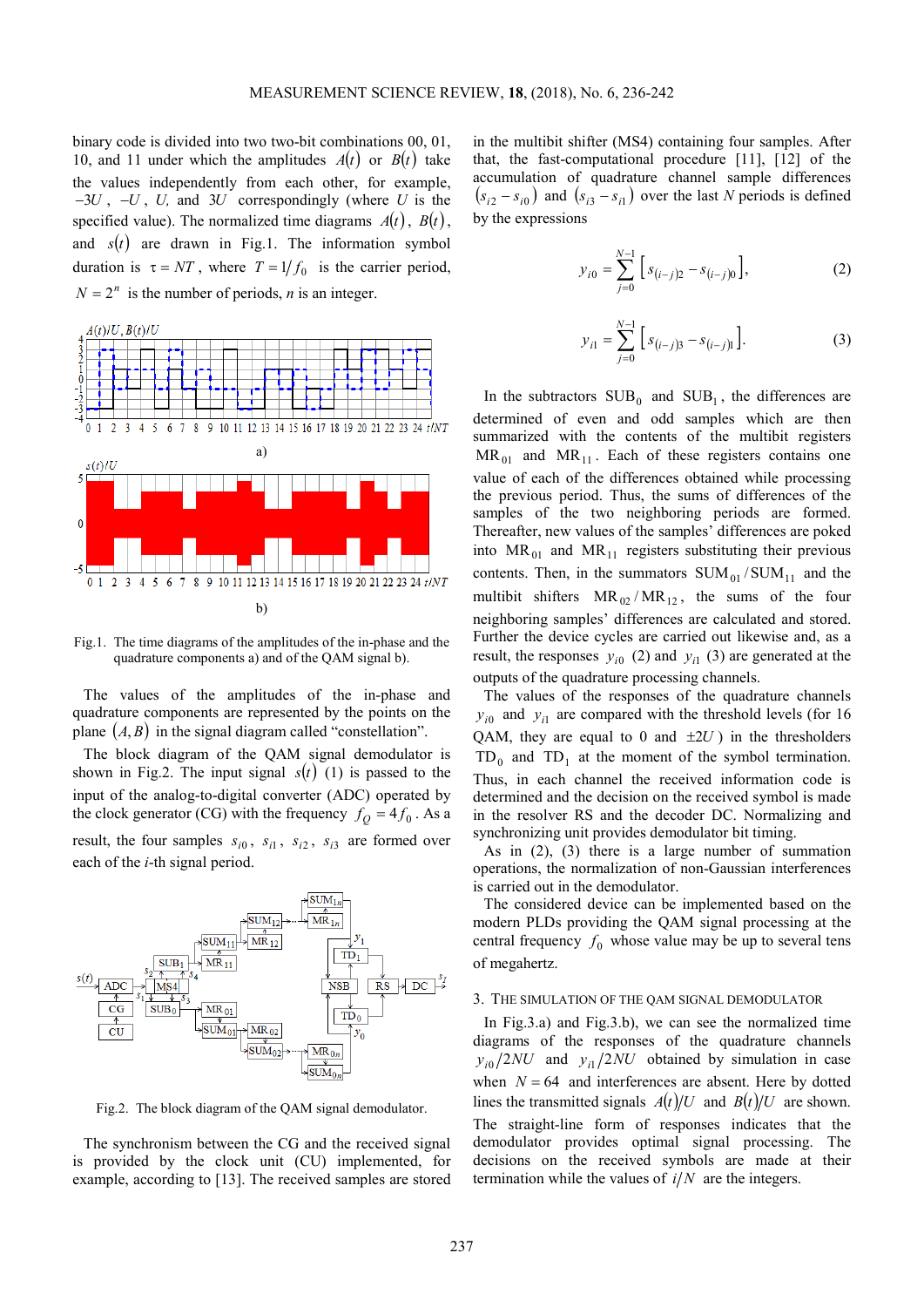binary code is divided into two two-bit combinations 00, 01, 10, and 11 under which the amplitudes $A(t)$ or $B(t)$ take the values independently from each other, for example, $-3U$, $-U$, $U$, and $3U$ correspondingly (where $U$ is the specified value). The normalized time diagrams $A(t)$, $B(t)$, and $s(t)$ are drawn in Fig.1. The information symbol duration is $\tau = NT$, where $T = 1/f_0$ is the carrier period, $N = 2^n$ is the number of periods, $n$ is an integer.

Fig.1. The time diagrams of the amplitudes of the in-phase and the quadrature components a) and of the QAM signal b).

The values of the amplitudes of the in-phase and quadrature components are represented by the points on the plane $(A, B)$ in the signal diagram called "constellation".

The block diagram of the QAM signal demodulator is shown in Fig.2. The input signal $s(t)$ (1) is passed to the input of the analog-to-digital converter (ADC) operated by the clock generator (CG) with the frequency $f_Q = 4f_0$. As a result, the four samples $s_{i0}$, $s_{i1}$, $s_{i2}$, $s_{i3}$ are formed over each of the $i$-th signal period.

Fig.2. The block diagram of the QAM signal demodulator.

The synchronism between the CG and the received signal is provided by the clock unit (CU) implemented, for example, according to [13]. The received samples are stored in the multibit shifter (MS4) containing four samples. After that, the fast-computational procedure [11], [12] of the accumulation of quadrature channel sample differences $(s_{i2} - s_{i0})$ and $(s_{i3} - s_{i1})$ over the last $N$ periods is defined by the expressions

$$y_{i0} = \sum_{j=0}^{N-1} \left[ s_{(i-j)2} - s_{(i-j)0} \right], \tag{2}$$

$$y_{i1} = \sum_{j=0}^{N-1} \left[ s_{(i-j)3} - s_{(i-j)1} \right]. \tag{3}$$

In the subtractors $SUB_0$ and $SUB_1$, the differences are determined of even and odd samples which are then summarized with the contents of the multibit registers $MR_{01}$ and $MR_{11}$. Each of these registers contains one value of each of the differences obtained while processing the previous period. Thus, the sums of differences of the samples of the two neighboring periods are formed. Thereafter, new values of the samples' differences are poked into $MR_{01}$ and $MR_{11}$ registers substituting their previous contents. Then, in the summators $SUM_{01}/SUM_{11}$ and the multibit shifters $MR_{02}/MR_{12}$, the sums of the four neighboring samples' differences are calculated and stored. Further the device cycles are carried out likewise and, as a result, the responses $y_{i0}$ (2) and $y_{i1}$ (3) are generated at the outputs of the quadrature processing channels.

The values of the responses of the quadrature channels $y_{i0}$ and $y_{i1}$ are compared with the threshold levels (for 16 QAM, they are equal to 0 and $\pm 2U$) in the thresholders $TD_0$ and $TD_1$ at the moment of the symbol termination. Thus, in each channel the received information code is determined and the decision on the received symbol is made in the resolver RS and the decoder DC. Normalizing and synchronizing unit provides demodulator bit timing.

As in (2), (3) there is a large number of summation operations, the normalization of non-Gaussian interferences is carried out in the demodulator.

The considered device can be implemented based on the modern PLDs providing the QAM signal processing at the central frequency $f_0$ whose value may be up to several tens of megahertz.

## 3. THE SIMULATION OF THE QAM SIGNAL DEMODULATOR

In Fig.3.a) and Fig.3.b), we can see the normalized time diagrams of the responses of the quadrature channels $y_{i0}/2NU$ and $y_{i1}/2NU$ obtained by simulation in case when $N = 64$ and interferences are absent. Here by dotted lines the transmitted signals $A(t)/U$ and $B(t)/U$ are shown. The straight-line form of responses indicates that the demodulator provides optimal signal processing. The decisions on the received symbols are made at their termination while the values of $i/N$ are the integers.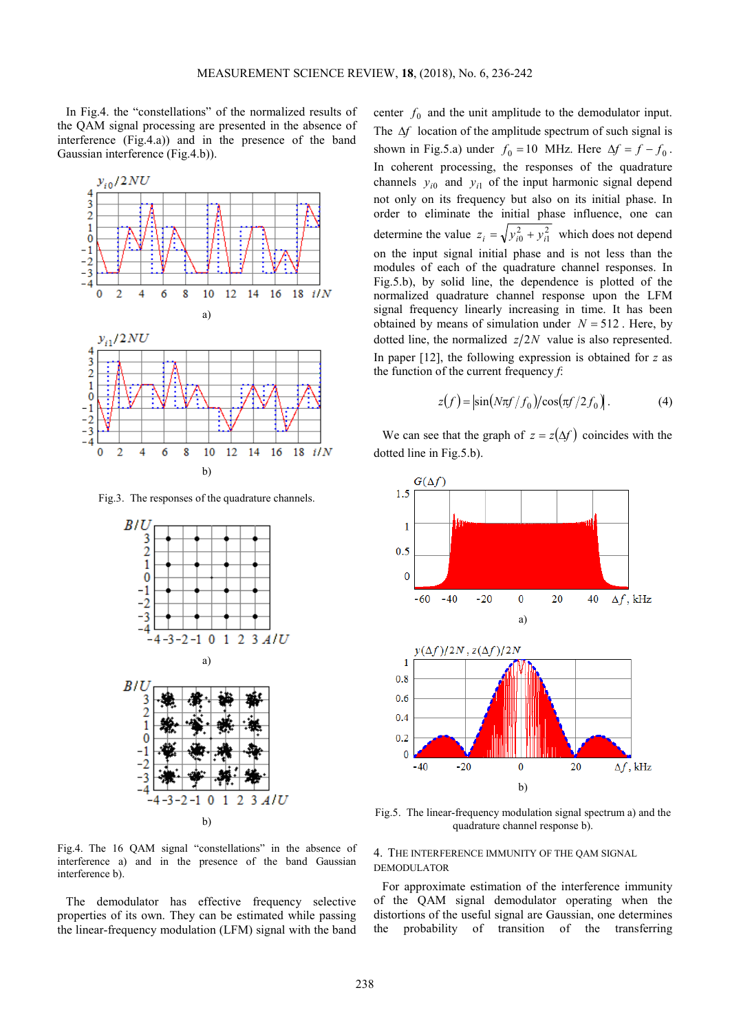In Fig.4. the "constellations" of the normalized results of the QAM signal processing are presented in the absence of interference (Fig.4.a)) and in the presence of the band Gaussian interference (Fig.4.b)).

Fig.3. The responses of the quadrature channels.

Fig.4. The 16 QAM signal "constellations" in the absence of interference a) and in the presence of the band Gaussian interference b).

The demodulator has effective frequency selective properties of its own. They can be estimated while passing the linear-frequency modulation (LFM) signal with the band center $f_0$ and the unit amplitude to the demodulator input. The $\Delta f$ location of the amplitude spectrum of such signal is shown in Fig.5.a) under $f_0 = 10$ MHz. Here $\Delta f = f - f_0$. In coherent processing, the responses of the quadrature channels $y_{i0}$ and $y_{i1}$ of the input harmonic signal depend not only on its frequency but also on its initial phase. In order to eliminate the initial phase influence, one can determine the value $z_i = \sqrt{y_{i0}^2 + y_{i1}^2}$ which does not depend on the input signal initial phase and is not less than the modules of each of the quadrature channel responses. In Fig.5.b), by solid line, the dependence is plotted of the normalized quadrature channel response upon the LFM signal frequency linearly increasing in time. It has been obtained by means of simulation under $N = 512$. Here, by dotted line, the normalized $z/2N$ value is also represented. In paper [12], the following expression is obtained for $z$ as the function of the current frequency $f$:

$$z(f) = \left|\sin(N\pi f / f_0) / \cos(\pi f / 2 f_0)\right|. \tag{4}$$

We can see that the graph of $z = z(\Delta f)$ coincides with the dotted line in Fig.5.b).

Fig.5. The linear-frequency modulation signal spectrum a) and the quadrature channel response b).

## 4. THE INTERFERENCE IMMUNITY OF THE QAM SIGNAL DEMODULATOR

For approximate estimation of the interference immunity of the QAM signal demodulator operating when the distortions of the useful signal are Gaussian, one determines the probability of transition of the transferring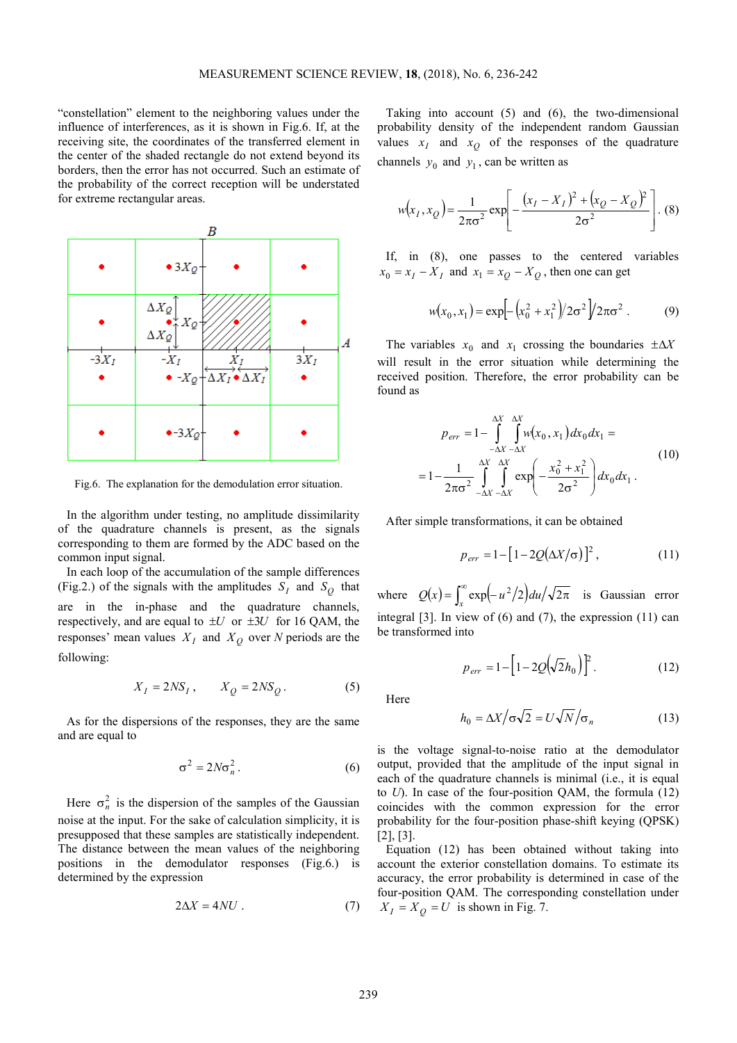"constellation" element to the neighboring values under the influence of interferences, as it is shown in Fig.6. If, at the receiving site, the coordinates of the transferred element in the center of the shaded rectangle do not extend beyond its borders, then the error has not occurred. Such an estimate of the probability of the correct reception will be understood for extreme rectangular areas.

Fig.6. The explanation for the demodulation error situation.

In the algorithm under testing, no amplitude dissimilarity of the quadrature channels is present, as the signals corresponding to them are formed by the ADC based on the common input signal.

In each loop of the accumulation of the sample differences (Fig.2.) of the signals with the amplitudes $S_I$ and $S_Q$ that are in the in-phase and the quadrature channels, respectively, and are equal to $\pm U$ or $\pm 3U$ for 16 QAM, the responses' mean values $X_I$ and $X_Q$ over $N$ periods are the following:

$$X_I = 2NS_I, \quad X_Q = 2NS_Q. \tag{5}$$

As for the dispersions of the responses, they are the same and are equal to

$$\sigma^2 = 2N\sigma_n^2. \tag{6}$$

Here $\sigma_n^2$ is the dispersion of the samples of the Gaussian noise at the input. For the sake of calculation simplicity, it is presupposed that these samples are statistically independent. The distance between the mean values of the neighboring positions in the demodulator responses (Fig.6.) is determined by the expression

$$2\Delta X = 4NU. \tag{7}$$

Taking into account (5) and (6), the two-dimensional probability density of the independent random Gaussian values $x_I$ and $x_Q$ of the responses of the quadrature channels $y_0$ and $y_1$, can be written as

$$w(x_I, x_Q) = \frac{1}{2\pi\sigma^2}\exp\left[-\frac{(x_I - X_I)^2 + (x_Q - X_Q)^2}{2\sigma^2}\right]. \tag{8}$$

If, in (8), one passes to the centered variables $x_0 = x_I - X_I$ and $x_1 = x_Q - X_Q$, then one can get

$$w(x_0, x_1) = \exp\left[-\left(x_0^2 + x_1^2\right)/2\sigma^2\right]/2\pi\sigma^2. \tag{9}$$

The variables $x_0$ and $x_1$ crossing the boundaries $\pm\Delta X$ will result in the error situation while determining the received position. Therefore, the error probability can be found as

$$p_{err} = 1 - \int_{-\Delta X}^{\Delta X}\int_{-\Delta X}^{\Delta X} w(x_0, x_1)\,dx_0 dx_1 = \\ = 1 - \frac{1}{2\pi\sigma^2}\int_{-\Delta X}^{\Delta X}\int_{-\Delta X}^{\Delta X}\exp\left(-\frac{x_0^2 + x_1^2}{2\sigma^2}\right)dx_0 dx_1. \tag{10}$$

After simple transformations, it can be obtained

$$p_{err} = 1 - \left[1 - 2Q(\Delta X/\sigma)\right]^2, \tag{11}$$

where $Q(x) = \int_x^{\infty}\exp\left(-u^2/2\right)du/\sqrt{2\pi}$ is Gaussian error integral [3]. In view of (6) and (7), the expression (11) can be transformed into

$$p_{err} = 1 - \left[1 - 2Q\left(\sqrt{2}h_0\right)\right]^2. \tag{12}$$

Here

$$h_0 = \Delta X/\sigma\sqrt{2} = U\sqrt{N}/\sigma_n \tag{13}$$

is the voltage signal-to-noise ratio at the demodulator output, provided that the amplitude of the input signal in each of the quadrature channels is minimal (i.e., it is equal to $U$). In case of the four-position QAM, the formula (12) coincides with the common expression for the error probability for the four-position phase-shift keying (QPSK) [2], [3].

Equation (12) has been obtained without taking into account the exterior constellation domains. To estimate its accuracy, the error probability is determined in case of the four-position QAM. The corresponding constellation under $X_I = X_Q = U$ is shown in Fig. 7.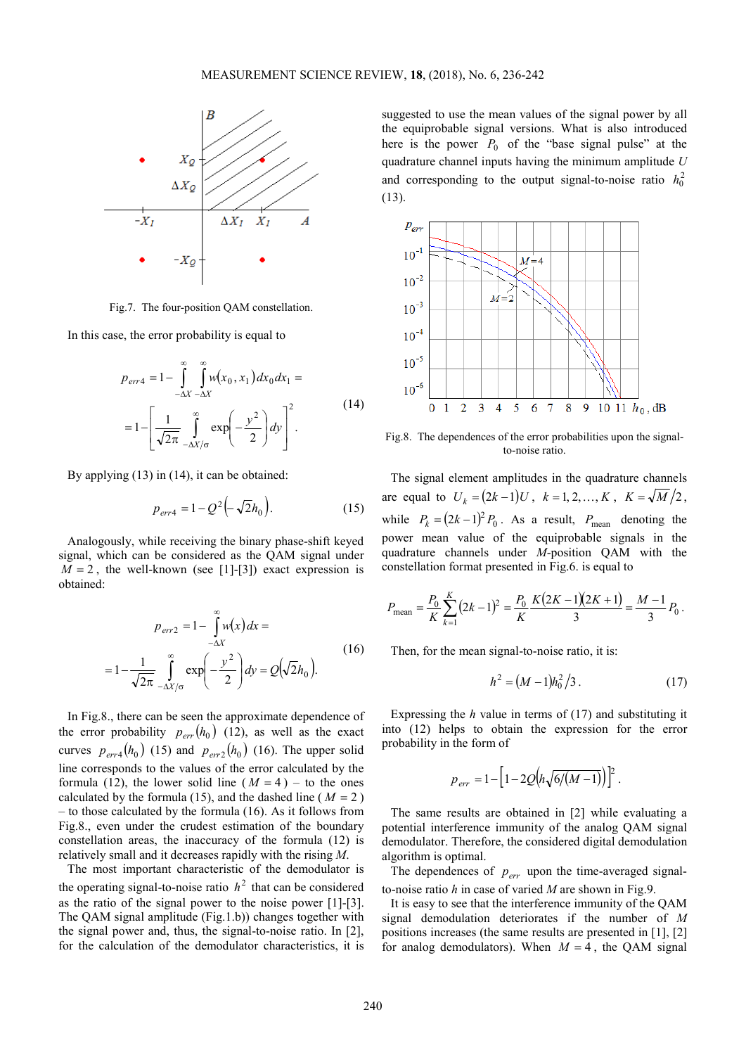Fig.7. The four-position QAM constellation.

In this case, the error probability is equal to

$$p_{err4} = 1 - \int_{-\Delta X}^{\infty} \int_{-\Delta X}^{\infty} w(x_0, x_1)\, dx_0 dx_1 = \\ = 1 - \left[ \frac{1}{\sqrt{2\pi}} \int_{-\Delta X/\sigma}^{\infty} \exp\left( -\frac{y^2}{2} \right) dy \right]^2 . \tag{14}$$

By applying (13) in (14), it can be obtained:

$$p_{err4} = 1 - Q^2\left(-\sqrt{2} h_0\right). \tag{15}$$

Analogously, while receiving the binary phase-shift keyed signal, which can be considered as the QAM signal under $M = 2$, the well-known (see [1]-[3]) exact expression is obtained:

$$p_{err2} = 1 - \int_{-\Delta X}^{\infty} w(x)\, dx = \\ = 1 - \frac{1}{\sqrt{2\pi}} \int_{-\Delta X/\sigma}^{\infty} \exp\left( -\frac{y^2}{2} \right) dy = Q\left(\sqrt{2} h_0\right). \tag{16}$$

In Fig.8., there can be seen the approximate dependence of the error probability $p_{err}(h_0)$ (12), as well as the exact curves $p_{err4}(h_0)$ (15) and $p_{err2}(h_0)$ (16). The upper solid line corresponds to the values of the error calculated by the formula (12), the lower solid line ($M = 4$) – to the ones calculated by the formula (15), and the dashed line ($M = 2$) – to those calculated by the formula (16). As it follows from Fig.8., even under the crudest estimation of the boundary constellation areas, the inaccuracy of the formula (12) is relatively small and it decreases rapidly with the rising $M$.

The most important characteristic of the demodulator is the operating signal-to-noise ratio $h^2$ that can be considered as the ratio of the signal power to the noise power [1]-[3]. The QAM signal amplitude (Fig.1.b)) changes together with the signal power and, thus, the signal-to-noise ratio. In [2], for the calculation of the demodulator characteristics, it is suggested to use the mean values of the signal power by all the equiprobable signal versions. What is also introduced here is the power $P_0$ of the "base signal pulse" at the quadrature channel inputs having the minimum amplitude $U$ and corresponding to the output signal-to-noise ratio $h_0^2$ (13).

Fig.8. The dependences of the error probabilities upon the signal-to-noise ratio.

The signal element amplitudes in the quadrature channels are equal to $U_k = (2k-1)U$, $k = 1, 2, \ldots, K$, $K = \sqrt{M}/2$, while $P_k = (2k-1)^2 P_0$. As a result, $P_{\text{mean}}$ denoting the power mean value of the equiprobable signals in the quadrature channels under $M$-position QAM with the constellation format presented in Fig.6. is equal to

$$P_{\text{mean}} = \frac{P_0}{K} \sum_{k=1}^{K} (2k-1)^2 = \frac{P_0}{K} \frac{K(2K-1)(2K+1)}{3} = \frac{M-1}{3} P_0 .$$

Then, for the mean signal-to-noise ratio, it is:

$$h^2 = (M-1) h_0^2 / 3 . \tag{17}$$

Expressing the $h$ value in terms of (17) and substituting it into (12) helps to obtain the expression for the error probability in the form of

$$p_{err} = 1 - \left[ 1 - 2Q\left( h\sqrt{6/(M-1)} \right) \right]^2 .$$

The same results are obtained in [2] while evaluating a potential interference immunity of the analog QAM signal demodulator. Therefore, the considered digital demodulation algorithm is optimal.

The dependences of $p_{err}$ upon the time-averaged signal-to-noise ratio $h$ in case of varied $M$ are shown in Fig.9.

It is easy to see that the interference immunity of the QAM signal demodulation deteriorates if the number of $M$ positions increases (the same results are presented in [1], [2] for analog demodulators). When $M = 4$, the QAM signal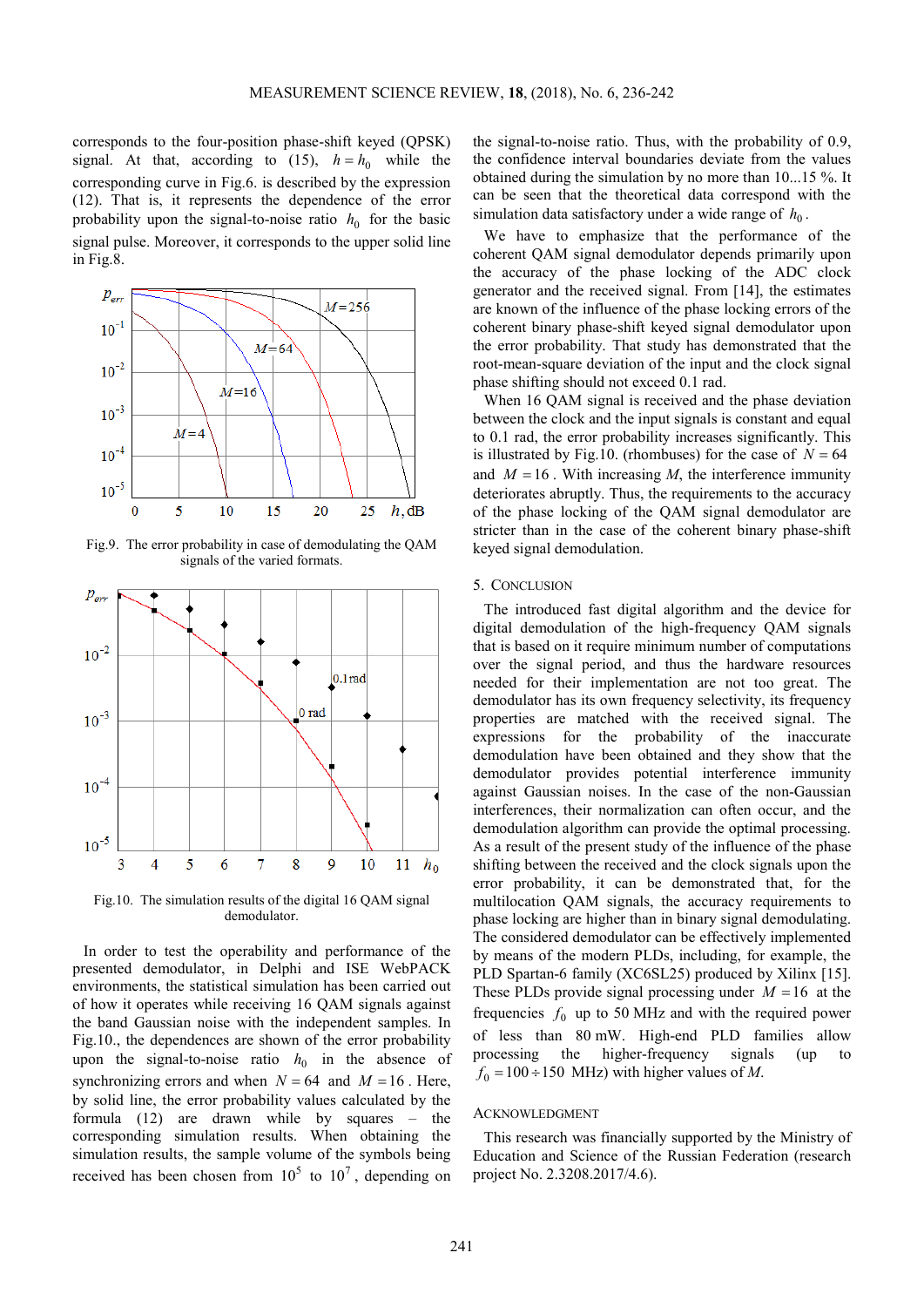corresponds to the four-position phase-shift keyed (QPSK) signal. At that, according to (15), $h = h_0$ while the corresponding curve in Fig.6. is described by the expression (12). That is, it represents the dependence of the error probability upon the signal-to-noise ratio $h_0$ for the basic signal pulse. Moreover, it corresponds to the upper solid line in Fig.8.

Fig.9. The error probability in case of demodulating the QAM signals of the varied formats.

Fig.10. The simulation results of the digital 16 QAM signal demodulator.

In order to test the operability and performance of the presented demodulator, in Delphi and ISE WebPACK environments, the statistical simulation has been carried out of how it operates while receiving 16 QAM signals against the band Gaussian noise with the independent samples. In Fig.10., the dependences are shown of the error probability upon the signal-to-noise ratio $h_0$ in the absence of synchronizing errors and when $N = 64$ and $M = 16$. Here, by solid line, the error probability values calculated by the formula (12) are drawn while by squares – the corresponding simulation results. When obtaining the simulation results, the sample volume of the symbols being received has been chosen from $10^5$ to $10^7$, depending on the signal-to-noise ratio. Thus, with the probability of 0.9, the confidence interval boundaries deviate from the values obtained during the simulation by no more than 10...15 %. It can be seen that the theoretical data correspond with the simulation data satisfactory under a wide range of $h_0$.

We have to emphasize that the performance of the coherent QAM signal demodulator depends primarily upon the accuracy of the phase locking of the ADC clock generator and the received signal. From [14], the estimates are known of the influence of the phase locking errors of the coherent binary phase-shift keyed signal demodulator upon the error probability. That study has demonstrated that the root-mean-square deviation of the input and the clock signal phase shifting should not exceed 0.1 rad.

When 16 QAM signal is received and the phase deviation between the clock and the input signals is constant and equal to 0.1 rad, the error probability increases significantly. This is illustrated by Fig.10. (rhombuses) for the case of $N = 64$ and $M = 16$. With increasing $M$, the interference immunity deteriorates abruptly. Thus, the requirements to the accuracy of the phase locking of the QAM signal demodulator are stricter than in the case of the coherent binary phase-shift keyed signal demodulation.

## 5. Conclusion

The introduced fast digital algorithm and the device for digital demodulation of the high-frequency QAM signals that is based on it require minimum number of computations over the signal period, and thus the hardware resources needed for their implementation are not too great. The demodulator has its own frequency selectivity, its frequency properties are matched with the received signal. The expressions for the probability of the inaccurate demodulation have been obtained and they show that the demodulator provides potential interference immunity against Gaussian noises. In the case of the non-Gaussian interferences, their normalization can often occur, and the demodulation algorithm can provide the optimal processing. As a result of the present study of the influence of the phase shifting between the received and the clock signals upon the error probability, it can be demonstrated that, for the multilocation QAM signals, the accuracy requirements to phase locking are higher than in binary signal demodulating. The considered demodulator can be effectively implemented by means of the modern PLDs, including, for example, the PLD Spartan-6 family (XC6SL25) produced by Xilinx [15]. These PLDs provide signal processing under $M = 16$ at the frequencies $f_0$ up to 50 MHz and with the required power of less than 80 mW. High-end PLD families allow processing the higher-frequency signals (up to $f_0 = 100 \div 150$ MHz) with higher values of $M$.

## Acknowledgment

This research was financially supported by the Ministry of Education and Science of the Russian Federation (research project No. 2.3208.2017/4.6).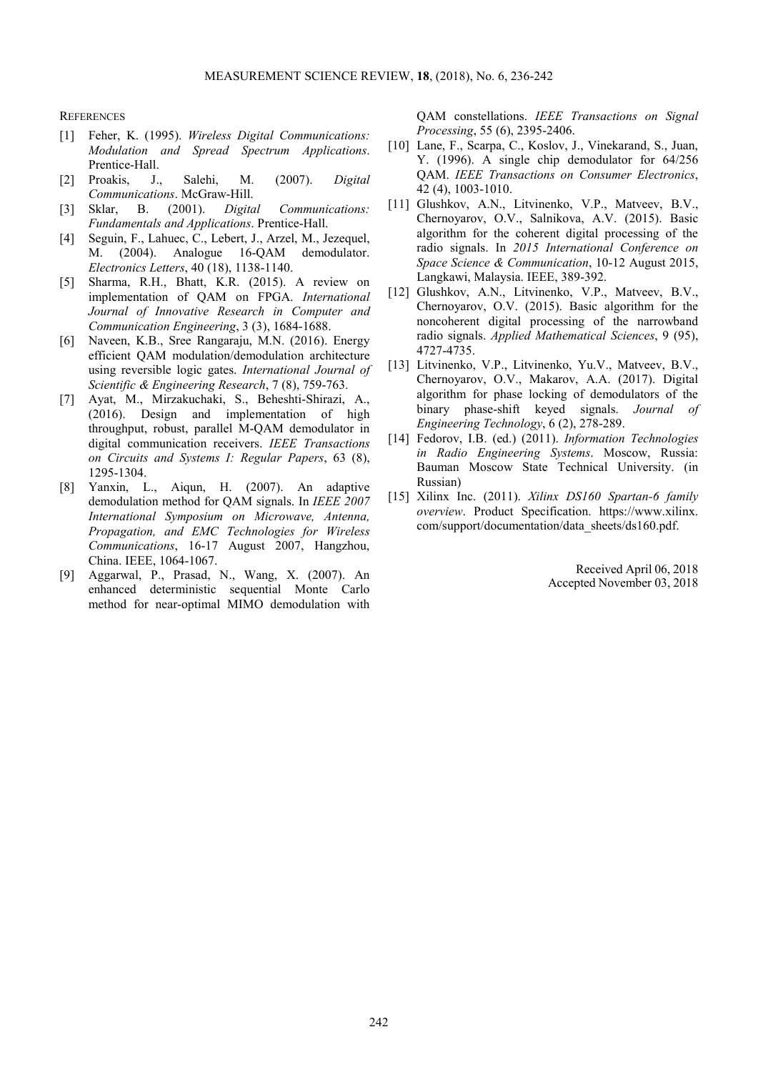## REFERENCES

[1] Feher, K. (1995). *Wireless Digital Communications: Modulation and Spread Spectrum Applications*. Prentice-Hall.

[2] Proakis, J., Salehi, M. (2007). *Digital Communications*. McGraw-Hill.

[3] Sklar, B. (2001). *Digital Communications: Fundamentals and Applications*. Prentice-Hall.

[4] Seguin, F., Lahuec, C., Lebert, J., Arzel, M., Jezequel, M. (2004). Analogue 16-QAM demodulator. *Electronics Letters*, 40 (18), 1138-1140.

[5] Sharma, R.H., Bhatt, K.R. (2015). A review on implementation of QAM on FPGA. *International Journal of Innovative Research in Computer and Communication Engineering*, 3 (3), 1684-1688.

[6] Naveen, K.B., Sree Rangaraju, M.N. (2016). Energy efficient QAM modulation/demodulation architecture using reversible logic gates. *International Journal of Scientific & Engineering Research*, 7 (8), 759-763.

[7] Ayat, M., Mirzakuchaki, S., Beheshti-Shirazi, A., (2016). Design and implementation of high throughput, robust, parallel M-QAM demodulator in digital communication receivers. *IEEE Transactions on Circuits and Systems I: Regular Papers*, 63 (8), 1295-1304.

[8] Yanxin, L., Aiqun, H. (2007). An adaptive demodulation method for QAM signals. In *IEEE 2007 International Symposium on Microwave, Antenna, Propagation, and EMC Technologies for Wireless Communications*, 16-17 August 2007, Hangzhou, China. IEEE, 1064-1067.

[9] Aggarwal, P., Prasad, N., Wang, X. (2007). An enhanced deterministic sequential Monte Carlo method for near-optimal MIMO demodulation with QAM constellations. *IEEE Transactions on Signal Processing*, 55 (6), 2395-2406.

[10] Lane, F., Scarpa, C., Koslov, J., Vinekarand, S., Juan, Y. (1996). A single chip demodulator for 64/256 QAM. *IEEE Transactions on Consumer Electronics*, 42 (4), 1003-1010.

[11] Glushkov, A.N., Litvinenko, V.P., Matveev, B.V., Chernoyarov, O.V., Salnikova, A.V. (2015). Basic algorithm for the coherent digital processing of the radio signals. In *2015 International Conference on Space Science & Communication*, 10-12 August 2015, Langkawi, Malaysia. IEEE, 389-392.

[12] Glushkov, A.N., Litvinenko, V.P., Matveev, B.V., Chernoyarov, O.V. (2015). Basic algorithm for the noncoherent digital processing of the narrowband radio signals. *Applied Mathematical Sciences*, 9 (95), 4727-4735.

[13] Litvinenko, V.P., Litvinenko, Yu.V., Matveev, B.V., Chernoyarov, O.V., Makarov, A.A. (2017). Digital algorithm for phase locking of demodulators of the binary phase-shift keyed signals. *Journal of Engineering Technology*, 6 (2), 278-289.

[14] Fedorov, I.B. (ed.) (2011). *Information Technologies in Radio Engineering Systems*. Moscow, Russia: Bauman Moscow State Technical University. (in Russian)

[15] Xilinx Inc. (2011). *Xilinx DS160 Spartan-6 family overview*. Product Specification. https://www.xilinx.com/support/documentation/data_sheets/ds160.pdf.

Received April 06, 2018
Accepted November 03, 2018